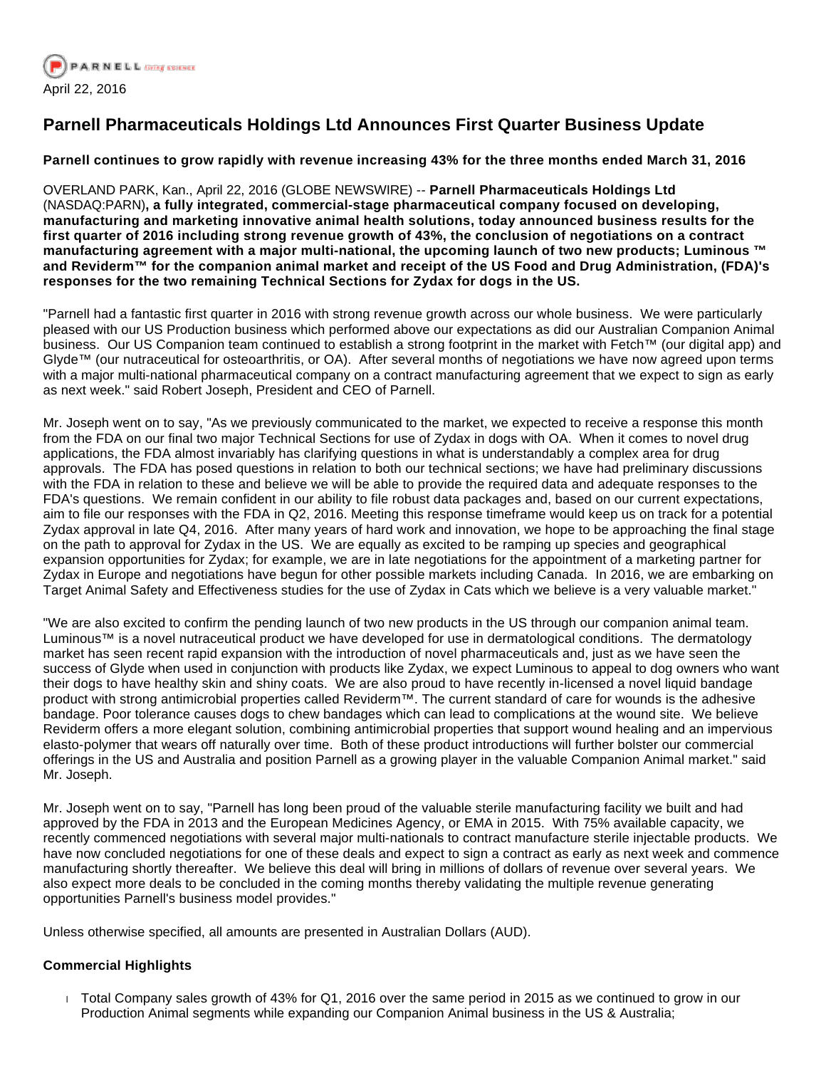PARNELL

April 22, 2016

# Parnell Pharmaceuticals Holdings Ltd Announces First Quarter Business Update

**Parnell continues to grow rapidly with revenue increasing 43% for the three months ended March 31, 2016**

OVERLAND PARK, Kan., April 22, 2016 (GLOBE NEWSWIRE) -- **Parnell Pharmaceuticals Holdings Ltd** (NASDAQ:PARN)**, a fully integrated, commercial-stage pharmaceutical company focused on developing, manufacturing and marketing innovative animal health solutions, today announced business results for the first quarter of 2016 including strong revenue growth of 43%, the conclusion of negotiations on a contract manufacturing agreement with a major multi-national, the upcoming launch of two new products; Luminous ™ and Reviderm™ for the companion animal market and receipt of the US Food and Drug Administration, (FDA)'s responses for the two remaining Technical Sections for Zydax for dogs in the US.**

"Parnell had a fantastic first quarter in 2016 with strong revenue growth across our whole business. We were particularly pleased with our US Production business which performed above our expectations as did our Australian Companion Animal business. Our US Companion team continued to establish a strong footprint in the market with Fetch™ (our digital app) and Glyde™ (our nutraceutical for osteoarthritis, or OA). After several months of negotiations we have now agreed upon terms with a major multi-national pharmaceutical company on a contract manufacturing agreement that we expect to sign as early as next week." said Robert Joseph, President and CEO of Parnell.

Mr. Joseph went on to say, "As we previously communicated to the market, we expected to receive a response this month from the FDA on our final two major Technical Sections for use of Zydax in dogs with OA. When it comes to novel drug applications, the FDA almost invariably has clarifying questions in what is understandably a complex area for drug approvals. The FDA has posed questions in relation to both our technical sections; we have had preliminary discussions with the FDA in relation to these and believe we will be able to provide the required data and adequate responses to the FDA's questions. We remain confident in our ability to file robust data packages and, based on our current expectations, aim to file our responses with the FDA in Q2, 2016. Meeting this response timeframe would keep us on track for a potential Zydax approval in late Q4, 2016. After many years of hard work and innovation, we hope to be approaching the final stage on the path to approval for Zydax in the US. We are equally as excited to be ramping up species and geographical expansion opportunities for Zydax; for example, we are in late negotiations for the appointment of a marketing partner for Zydax in Europe and negotiations have begun for other possible markets including Canada. In 2016, we are embarking on Target Animal Safety and Effectiveness studies for the use of Zydax in Cats which we believe is a very valuable market."

"We are also excited to confirm the pending launch of two new products in the US through our companion animal team. Luminous™ is a novel nutraceutical product we have developed for use in dermatological conditions. The dermatology market has seen recent rapid expansion with the introduction of novel pharmaceuticals and, just as we have seen the success of Glyde when used in conjunction with products like Zydax, we expect Luminous to appeal to dog owners who want their dogs to have healthy skin and shiny coats. We are also proud to have recently in-licensed a novel liquid bandage product with strong antimicrobial properties called Reviderm™. The current standard of care for wounds is the adhesive bandage. Poor tolerance causes dogs to chew bandages which can lead to complications at the wound site. We believe Reviderm offers a more elegant solution, combining antimicrobial properties that support wound healing and an impervious elasto-polymer that wears off naturally over time. Both of these product introductions will further bolster our commercial offerings in the US and Australia and position Parnell as a growing player in the valuable Companion Animal market." said Mr. Joseph.

Mr. Joseph went on to say, "Parnell has long been proud of the valuable sterile manufacturing facility we built and had approved by the FDA in 2013 and the European Medicines Agency, or EMA in 2015. With 75% available capacity, we recently commenced negotiations with several major multi-nationals to contract manufacture sterile injectable products. We have now concluded negotiations for one of these deals and expect to sign a contract as early as next week and commence manufacturing shortly thereafter. We believe this deal will bring in millions of dollars of revenue over several years. We also expect more deals to be concluded in the coming months thereby validating the multiple revenue generating opportunities Parnell's business model provides."

Unless otherwise specified, all amounts are presented in Australian Dollars (AUD).

### Commercial Highlights

- Total Company sales growth of 43% for Q1, 2016 over the same period in 2015 as we continued to grow in our Production Animal segments while expanding our Companion Animal business in the US & Australia;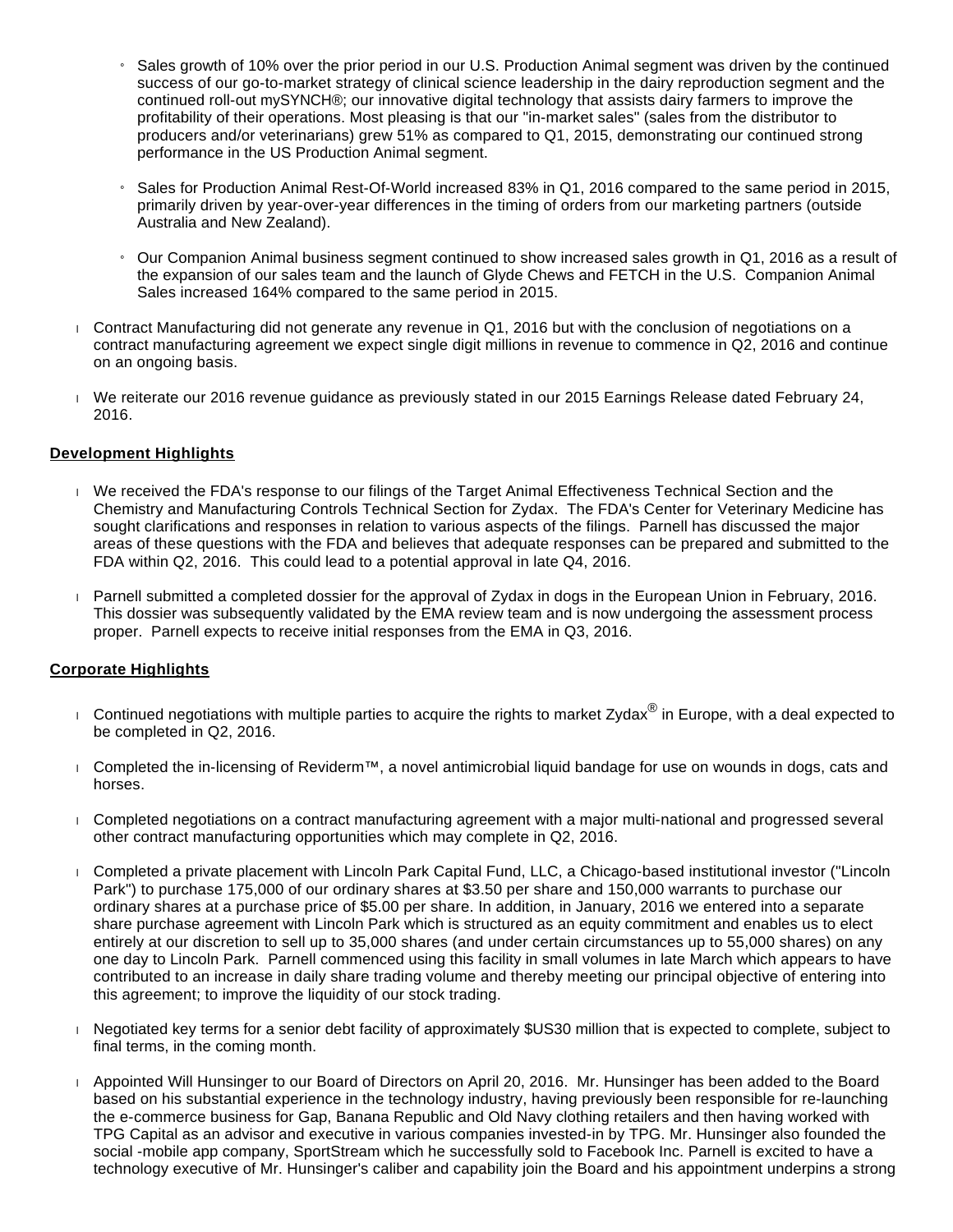- Sales growth of 10% over the prior period in our U.S. Production Animal segment was driven by the continued success of our go-to-market strategy of clinical science leadership in the dairy reproduction segment and the continued roll-out mySYNCH®; our innovative digital technology that assists dairy farmers to improve the profitability of their operations. Most pleasing is that our "in-market sales" (sales from the distributor to producers and/or veterinarians) grew 51% as compared to Q1, 2015, demonstrating our continued strong performance in the US Production Animal segment.

- Sales for Production Animal Rest-Of-World increased 83% in Q1, 2016 compared to the same period in 2015, primarily driven by year-over-year differences in the timing of orders from our marketing partners (outside Australia and New Zealand).

- Our Companion Animal business segment continued to show increased sales growth in Q1, 2016 as a result of the expansion of our sales team and the launch of Glyde Chews and FETCH in the U.S. Companion Animal Sales increased 164% compared to the same period in 2015.

- Contract Manufacturing did not generate any revenue in Q1, 2016 but with the conclusion of negotiations on a contract manufacturing agreement we expect single digit millions in revenue to commence in Q2, 2016 and continue on an ongoing basis.

- We reiterate our 2016 revenue guidance as previously stated in our 2015 Earnings Release dated February 24, 2016.

**Development Highlights**

- We received the FDA's response to our filings of the Target Animal Effectiveness Technical Section and the Chemistry and Manufacturing Controls Technical Section for Zydax. The FDA's Center for Veterinary Medicine has sought clarifications and responses in relation to various aspects of the filings. Parnell has discussed the major areas of these questions with the FDA and believes that adequate responses can be prepared and submitted to the FDA within Q2, 2016. This could lead to a potential approval in late Q4, 2016.

- Parnell submitted a completed dossier for the approval of Zydax in dogs in the European Union in February, 2016. This dossier was subsequently validated by the EMA review team and is now undergoing the assessment process proper. Parnell expects to receive initial responses from the EMA in Q3, 2016.

**Corporate Highlights**

- Continued negotiations with multiple parties to acquire the rights to market Zydax® in Europe, with a deal expected to be completed in Q2, 2016.

- Completed the in-licensing of Reviderm™, a novel antimicrobial liquid bandage for use on wounds in dogs, cats and horses.

- Completed negotiations on a contract manufacturing agreement with a major multi-national and progressed several other contract manufacturing opportunities which may complete in Q2, 2016.

- Completed a private placement with Lincoln Park Capital Fund, LLC, a Chicago-based institutional investor ("Lincoln Park") to purchase 175,000 of our ordinary shares at $3.50 per share and 150,000 warrants to purchase our ordinary shares at a purchase price of $5.00 per share. In addition, in January, 2016 we entered into a separate share purchase agreement with Lincoln Park which is structured as an equity commitment and enables us to elect entirely at our discretion to sell up to 35,000 shares (and under certain circumstances up to 55,000 shares) on any one day to Lincoln Park. Parnell commenced using this facility in small volumes in late March which appears to have contributed to an increase in daily share trading volume and thereby meeting our principal objective of entering into this agreement; to improve the liquidity of our stock trading.

- Negotiated key terms for a senior debt facility of approximately $US30 million that is expected to complete, subject to final terms, in the coming month.

- Appointed Will Hunsinger to our Board of Directors on April 20, 2016. Mr. Hunsinger has been added to the Board based on his substantial experience in the technology industry, having previously been responsible for re-launching the e-commerce business for Gap, Banana Republic and Old Navy clothing retailers and then having worked with TPG Capital as an advisor and executive in various companies invested-in by TPG. Mr. Hunsinger also founded the social -mobile app company, SportStream which he successfully sold to Facebook Inc. Parnell is excited to have a technology executive of Mr. Hunsinger's caliber and capability join the Board and his appointment underpins a strong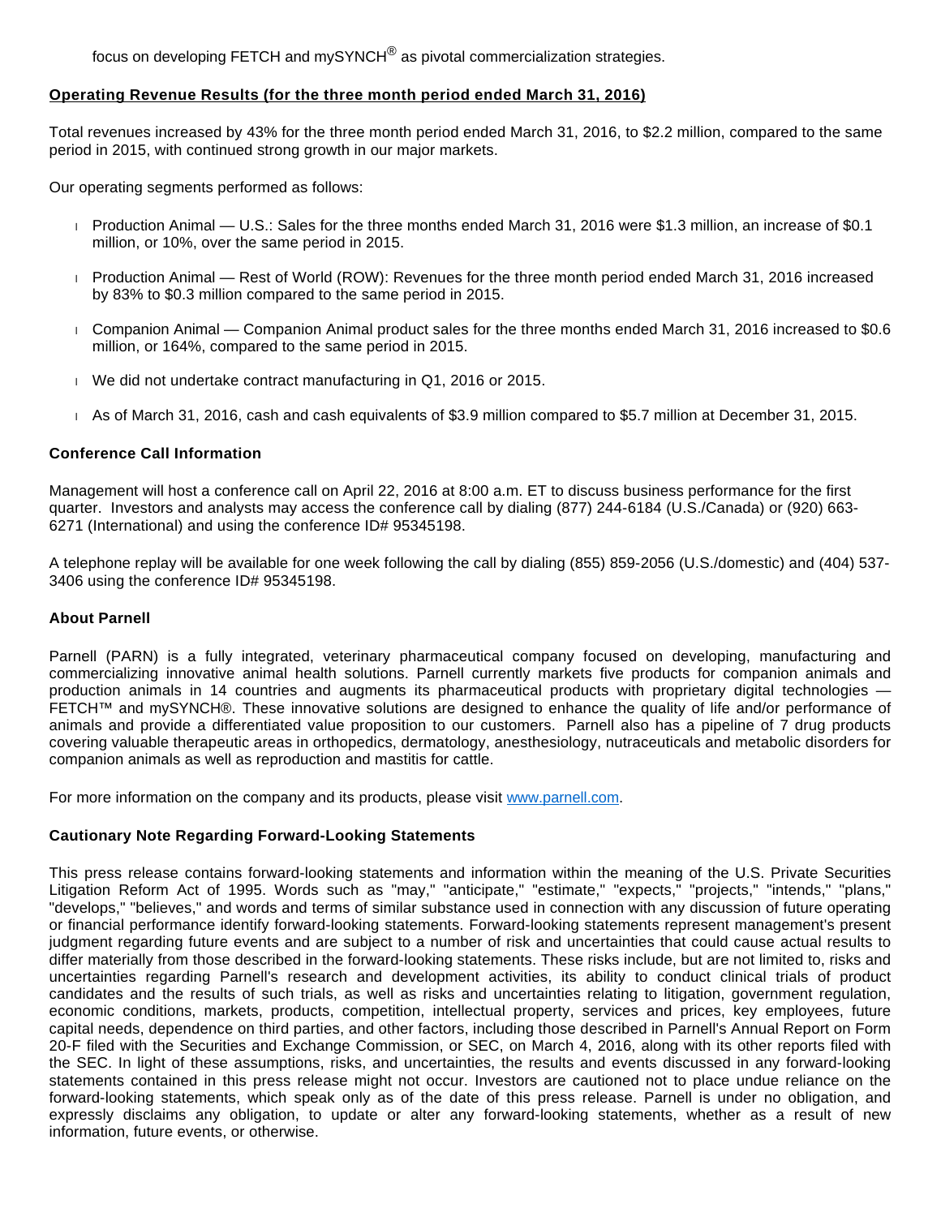focus on developing FETCH and mySYNCH® as pivotal commercialization strategies.

**Operating Revenue Results (for the three month period ended March 31, 2016)**

Total revenues increased by 43% for the three month period ended March 31, 2016, to $2.2 million, compared to the same period in 2015, with continued strong growth in our major markets.

Our operating segments performed as follows:

- Production Animal — U.S.: Sales for the three months ended March 31, 2016 were $1.3 million, an increase of $0.1 million, or 10%, over the same period in 2015.
- Production Animal — Rest of World (ROW): Revenues for the three month period ended March 31, 2016 increased by 83% to $0.3 million compared to the same period in 2015.
- Companion Animal — Companion Animal product sales for the three months ended March 31, 2016 increased to $0.6 million, or 164%, compared to the same period in 2015.
- We did not undertake contract manufacturing in Q1, 2016 or 2015.
- As of March 31, 2016, cash and cash equivalents of $3.9 million compared to $5.7 million at December 31, 2015.

**Conference Call Information**

Management will host a conference call on April 22, 2016 at 8:00 a.m. ET to discuss business performance for the first quarter. Investors and analysts may access the conference call by dialing (877) 244-6184 (U.S./Canada) or (920) 663-6271 (International) and using the conference ID# 95345198.

A telephone replay will be available for one week following the call by dialing (855) 859-2056 (U.S./domestic) and (404) 537-3406 using the conference ID# 95345198.

**About Parnell**

Parnell (PARN) is a fully integrated, veterinary pharmaceutical company focused on developing, manufacturing and commercializing innovative animal health solutions. Parnell currently markets five products for companion animals and production animals in 14 countries and augments its pharmaceutical products with proprietary digital technologies — FETCH™ and mySYNCH®. These innovative solutions are designed to enhance the quality of life and/or performance of animals and provide a differentiated value proposition to our customers. Parnell also has a pipeline of 7 drug products covering valuable therapeutic areas in orthopedics, dermatology, anesthesiology, nutraceuticals and metabolic disorders for companion animals as well as reproduction and mastitis for cattle.

For more information on the company and its products, please visit www.parnell.com.

**Cautionary Note Regarding Forward-Looking Statements**

This press release contains forward-looking statements and information within the meaning of the U.S. Private Securities Litigation Reform Act of 1995. Words such as "may," "anticipate," "estimate," "expects," "projects," "intends," "plans," "develops," "believes," and words and terms of similar substance used in connection with any discussion of future operating or financial performance identify forward-looking statements. Forward-looking statements represent management's present judgment regarding future events and are subject to a number of risk and uncertainties that could cause actual results to differ materially from those described in the forward-looking statements. These risks include, but are not limited to, risks and uncertainties regarding Parnell's research and development activities, its ability to conduct clinical trials of product candidates and the results of such trials, as well as risks and uncertainties relating to litigation, government regulation, economic conditions, markets, products, competition, intellectual property, services and prices, key employees, future capital needs, dependence on third parties, and other factors, including those described in Parnell's Annual Report on Form 20-F filed with the Securities and Exchange Commission, or SEC, on March 4, 2016, along with its other reports filed with the SEC. In light of these assumptions, risks, and uncertainties, the results and events discussed in any forward-looking statements contained in this press release might not occur. Investors are cautioned not to place undue reliance on the forward-looking statements, which speak only as of the date of this press release. Parnell is under no obligation, and expressly disclaims any obligation, to update or alter any forward-looking statements, whether as a result of new information, future events, or otherwise.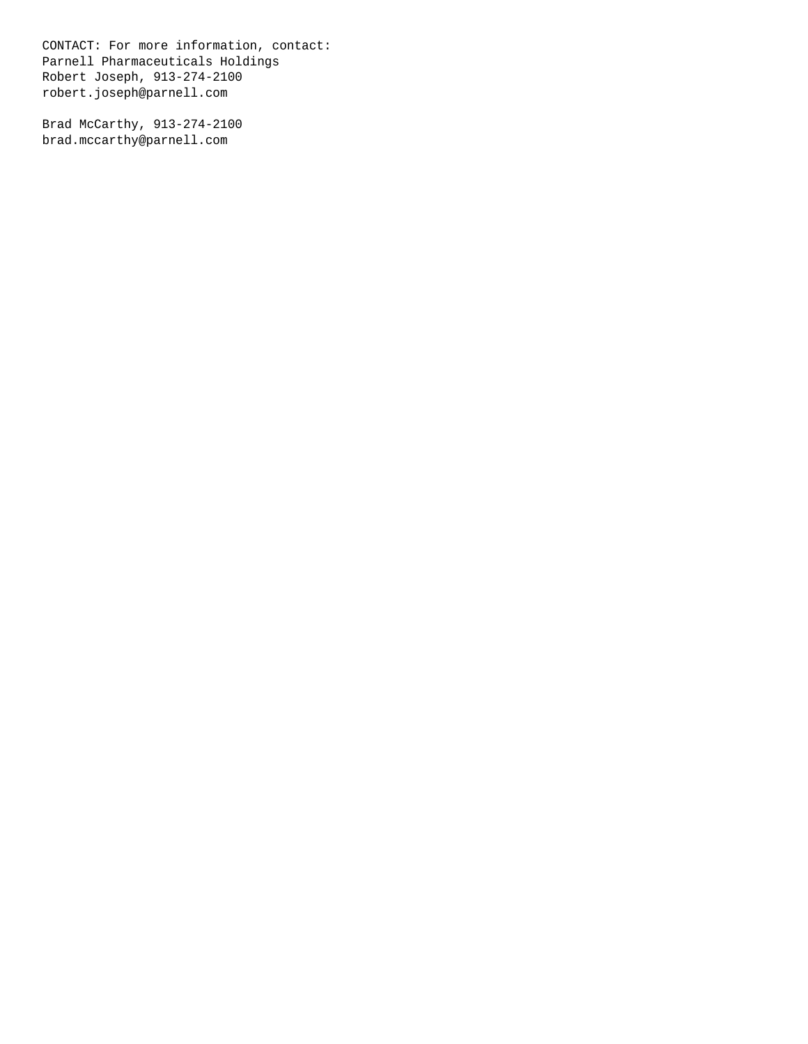CONTACT: For more information, contact:
Parnell Pharmaceuticals Holdings
Robert Joseph, 913-274-2100
robert.joseph@parnell.com

Brad McCarthy, 913-274-2100
brad.mccarthy@parnell.com